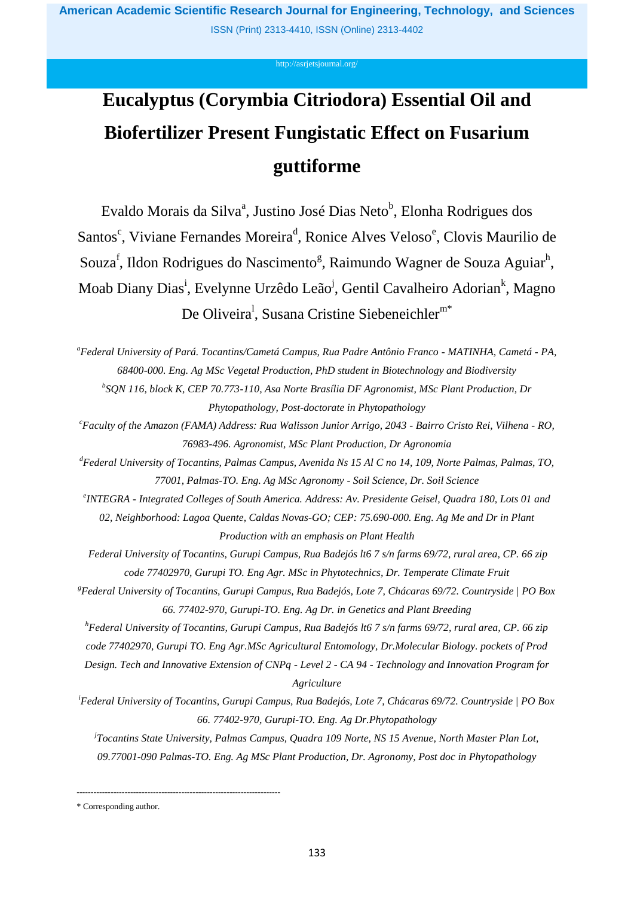# Eucalyptus (Corymbia Citriodora) Essential Oil and Biofertilizer Present Fungistatic Effect on Fusarium guttiforme

Evaldo Morais da Silva[a], Justino José Dias Neto[b], Elonha Rodrigues dos Santos[c], Viviane Fernandes Moreira[d], Ronice Alves Veloso[e], Clovis Maurilio de Souza[f], Ildon Rodrigues do Nascimento[g], Raimundo Wagner de Souza Aguiar[h], Moab Diany Dias[i], Evelynne Urzêdo Leão[j], Gentil Cavalheiro Adorian[k], Magno De Oliveira[l], Susana Cristine Siebeneichler[m]*

*[a]Federal University of Pará. Tocantins/Cametá Campus, Rua Padre Antônio Franco - MATINHA, Cametá - PA, 68400-000. Eng. Ag MSc Vegetal Production, PhD student in Biotechnology and Biodiversity*

*[b]SQN 116, block K, CEP 70.773-110, Asa Norte Brasília DF Agronomist, MSc Plant Production, Dr Phytopathology, Post-doctorate in Phytopathology*

*[c]Faculty of the Amazon (FAMA) Address: Rua Walisson Junior Arrigo, 2043 - Bairro Cristo Rei, Vilhena - RO, 76983-496. Agronomist, MSc Plant Production, Dr Agronomia*

*[d]Federal University of Tocantins, Palmas Campus, Avenida Ns 15 Al C no 14, 109, Norte Palmas, Palmas, TO, 77001, Palmas-TO. Eng. Ag MSc Agronomy - Soil Science, Dr. Soil Science*

*[e]INTEGRA - Integrated Colleges of South America. Address: Av. Presidente Geisel, Quadra 180, Lots 01 and 02, Neighborhood: Lagoa Quente, Caldas Novas-GO; CEP: 75.690-000. Eng. Ag Me and Dr in Plant Production with an emphasis on Plant Health*

*Federal University of Tocantins, Gurupi Campus, Rua Badejós lt6 7 s/n farms 69/72, rural area, CP. 66 zip code 77402970, Gurupi TO. Eng Agr. MSc in Phytotechnics, Dr. Temperate Climate Fruit*

*[g]Federal University of Tocantins, Gurupi Campus, Rua Badejós, Lote 7, Chácaras 69/72. Countryside | PO Box 66. 77402-970, Gurupi-TO. Eng. Ag Dr. in Genetics and Plant Breeding*

*[h]Federal University of Tocantins, Gurupi Campus, Rua Badejós lt6 7 s/n farms 69/72, rural area, CP. 66 zip code 77402970, Gurupi TO. Eng Agr.MSc Agricultural Entomology, Dr.Molecular Biology. pockets of Prod Design. Tech and Innovative Extension of CNPq - Level 2 - CA 94 - Technology and Innovation Program for Agriculture*

*[i]Federal University of Tocantins, Gurupi Campus, Rua Badejós, Lote 7, Chácaras 69/72. Countryside | PO Box 66. 77402-970, Gurupi-TO. Eng. Ag Dr.Phytopathology*

*[j]Tocantins State University, Palmas Campus, Quadra 109 Norte, NS 15 Avenue, North Master Plan Lot, 09.77001-090 Palmas-TO. Eng. Ag MSc Plant Production, Dr. Agronomy, Post doc in Phytopathology*

---

\* Corresponding author.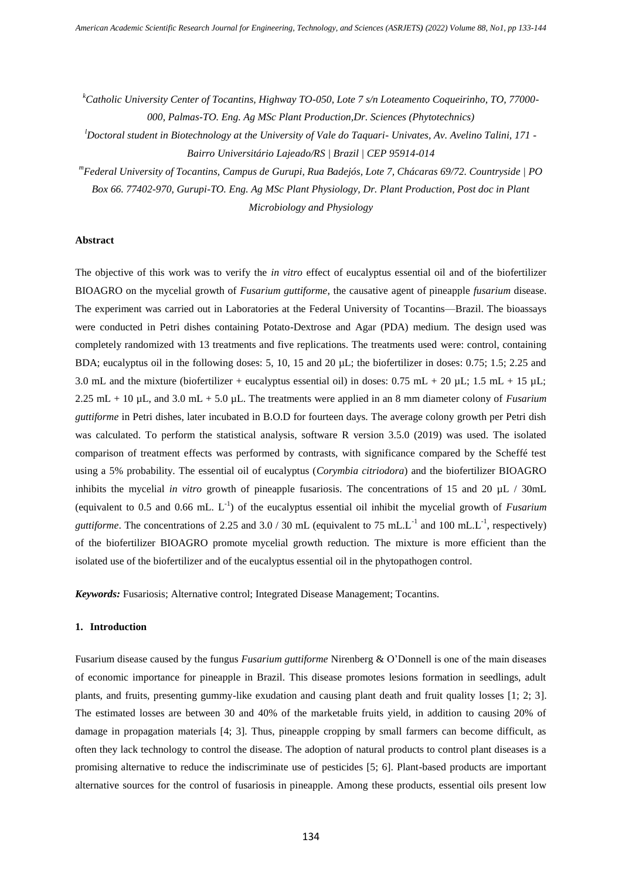[k]*Catholic University Center of Tocantins, Highway TO-050, Lote 7 s/n Loteamento Coqueirinho, TO, 77000-000, Palmas-TO. Eng. Ag MSc Plant Production,Dr. Sciences (Phytotechnics)*

[l]*Doctoral student in Biotechnology at the University of Vale do Taquari- Univates, Av. Avelino Talini, 171 - Bairro Universitário Lajeado/RS | Brazil | CEP 95914-014*

[m]*Federal University of Tocantins, Campus de Gurupi, Rua Badejós, Lote 7, Chácaras 69/72. Countryside | PO Box 66. 77402-970, Gurupi-TO. Eng. Ag MSc Plant Physiology, Dr. Plant Production, Post doc in Plant Microbiology and Physiology*

## Abstract

The objective of this work was to verify the *in vitro* effect of eucalyptus essential oil and of the biofertilizer BIOAGRO on the mycelial growth of *Fusarium guttiforme*, the causative agent of pineapple *fusarium* disease. The experiment was carried out in Laboratories at the Federal University of Tocantins—Brazil. The bioassays were conducted in Petri dishes containing Potato-Dextrose and Agar (PDA) medium. The design used was completely randomized with 13 treatments and five replications. The treatments used were: control, containing BDA; eucalyptus oil in the following doses: 5, 10, 15 and 20 µL; the biofertilizer in doses: 0.75; 1.5; 2.25 and 3.0 mL and the mixture (biofertilizer + eucalyptus essential oil) in doses: 0.75 mL + 20 µL; 1.5 mL + 15 µL; 2.25 mL + 10 µL, and 3.0 mL + 5.0 µL. The treatments were applied in an 8 mm diameter colony of *Fusarium guttiforme* in Petri dishes, later incubated in B.O.D for fourteen days. The average colony growth per Petri dish was calculated. To perform the statistical analysis, software R version 3.5.0 (2019) was used. The isolated comparison of treatment effects was performed by contrasts, with significance compared by the Scheffé test using a 5% probability. The essential oil of eucalyptus (*Corymbia citriodora*) and the biofertilizer BIOAGRO inhibits the mycelial *in vitro* growth of pineapple fusariosis. The concentrations of 15 and 20 µL / 30mL (equivalent to 0.5 and 0.66 mL. $L^{-1}$) of the eucalyptus essential oil inhibit the mycelial growth of *Fusarium guttiforme*. The concentrations of 2.25 and 3.0 / 30 mL (equivalent to 75 mL.$L^{-1}$ and 100 mL.$L^{-1}$, respectively) of the biofertilizer BIOAGRO promote mycelial growth reduction. The mixture is more efficient than the isolated use of the biofertilizer and of the eucalyptus essential oil in the phytopathogen control.

***Keywords:*** Fusariosis; Alternative control; Integrated Disease Management; Tocantins.

## 1. Introduction

Fusarium disease caused by the fungus *Fusarium guttiforme* Nirenberg & O'Donnell is one of the main diseases of economic importance for pineapple in Brazil. This disease promotes lesions formation in seedlings, adult plants, and fruits, presenting gummy-like exudation and causing plant death and fruit quality losses [1; 2; 3]. The estimated losses are between 30 and 40% of the marketable fruits yield, in addition to causing 20% of damage in propagation materials [4; 3]. Thus, pineapple cropping by small farmers can become difficult, as often they lack technology to control the disease. The adoption of natural products to control plant diseases is a promising alternative to reduce the indiscriminate use of pesticides [5; 6]. Plant-based products are important alternative sources for the control of fusariosis in pineapple. Among these products, essential oils present low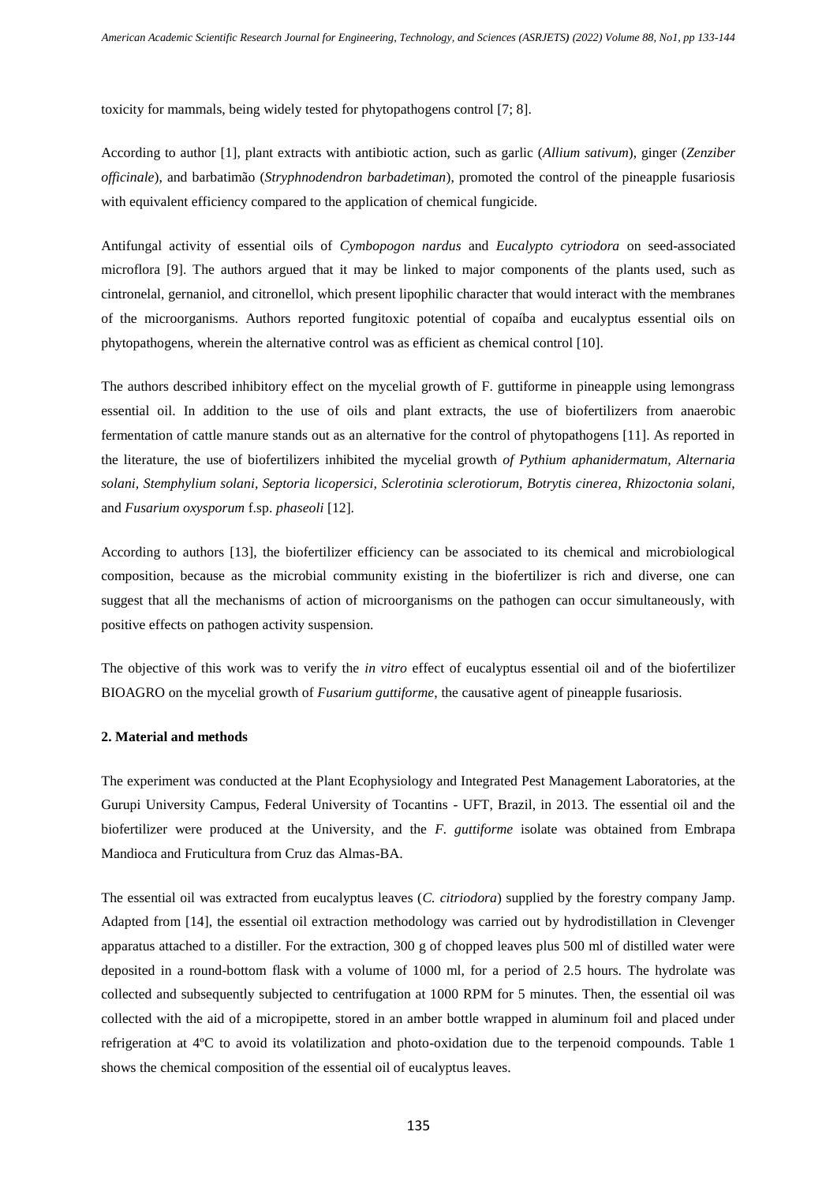toxicity for mammals, being widely tested for phytopathogens control [7; 8].

According to author [1], plant extracts with antibiotic action, such as garlic (*Allium sativum*), ginger (*Zenziber officinale*), and barbatimão (*Stryphnodendron barbadetiman*), promoted the control of the pineapple fusariosis with equivalent efficiency compared to the application of chemical fungicide.

Antifungal activity of essential oils of *Cymbopogon nardus* and *Eucalypto cytriodora* on seed-associated microflora [9]. The authors argued that it may be linked to major components of the plants used, such as cintronelal, gernaniol, and citronellol, which present lipophilic character that would interact with the membranes of the microorganisms. Authors reported fungitoxic potential of copaíba and eucalyptus essential oils on phytopathogens, wherein the alternative control was as efficient as chemical control [10].

The authors described inhibitory effect on the mycelial growth of F. guttiforme in pineapple using lemongrass essential oil. In addition to the use of oils and plant extracts, the use of biofertilizers from anaerobic fermentation of cattle manure stands out as an alternative for the control of phytopathogens [11]. As reported in the literature, the use of biofertilizers inhibited the mycelial growth *of Pythium aphanidermatum, Alternaria solani, Stemphylium solani, Septoria licopersici, Sclerotinia sclerotiorum, Botrytis cinerea, Rhizoctonia solani,* and *Fusarium oxysporum* f.sp. *phaseoli* [12].

According to authors [13], the biofertilizer efficiency can be associated to its chemical and microbiological composition, because as the microbial community existing in the biofertilizer is rich and diverse, one can suggest that all the mechanisms of action of microorganisms on the pathogen can occur simultaneously, with positive effects on pathogen activity suspension.

The objective of this work was to verify the *in vitro* effect of eucalyptus essential oil and of the biofertilizer BIOAGRO on the mycelial growth of *Fusarium guttiforme*, the causative agent of pineapple fusariosis.

## 2. Material and methods

The experiment was conducted at the Plant Ecophysiology and Integrated Pest Management Laboratories, at the Gurupi University Campus, Federal University of Tocantins - UFT, Brazil, in 2013. The essential oil and the biofertilizer were produced at the University, and the *F. guttiforme* isolate was obtained from Embrapa Mandioca and Fruticultura from Cruz das Almas-BA.

The essential oil was extracted from eucalyptus leaves (*C. citriodora*) supplied by the forestry company Jamp. Adapted from [14], the essential oil extraction methodology was carried out by hydrodistillation in Clevenger apparatus attached to a distiller. For the extraction, 300 g of chopped leaves plus 500 ml of distilled water were deposited in a round-bottom flask with a volume of 1000 ml, for a period of 2.5 hours. The hydrolate was collected and subsequently subjected to centrifugation at 1000 RPM for 5 minutes. Then, the essential oil was collected with the aid of a micropipette, stored in an amber bottle wrapped in aluminum foil and placed under refrigeration at 4ºC to avoid its volatilization and photo-oxidation due to the terpenoid compounds. Table 1 shows the chemical composition of the essential oil of eucalyptus leaves.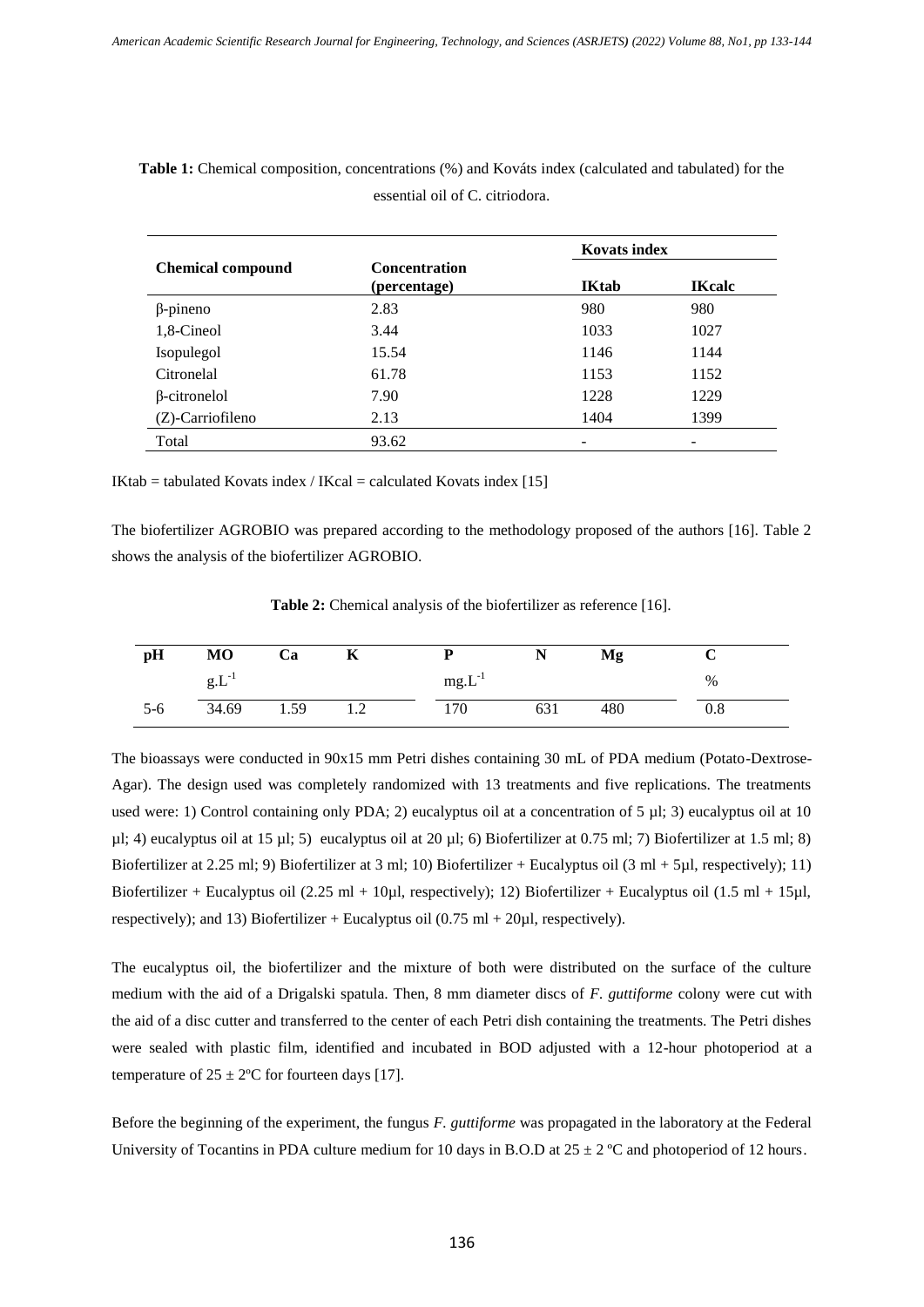**Table 1:** Chemical composition, concentrations (%) and Kováts index (calculated and tabulated) for the essential oil of C. citriodora.

| Chemical compound | Concentration (percentage) | Kovats index | |
|---|---|---|---|
| | | IKtab | IKcalc |
| β-pineno | 2.83 | 980 | 980 |
| 1,8-Cineol | 3.44 | 1033 | 1027 |
| Isopulegol | 15.54 | 1146 | 1144 |
| Citronelal | 61.78 | 1153 | 1152 |
| β-citronelol | 7.90 | 1228 | 1229 |
| (Z)-Carriofileno | 2.13 | 1404 | 1399 |
| Total | 93.62 | - | - |

IKtab = tabulated Kovats index / IKcal = calculated Kovats index [15]

The biofertilizer AGROBIO was prepared according to the methodology proposed of the authors [16]. Table 2 shows the analysis of the biofertilizer AGROBIO.

**Table 2:** Chemical analysis of the biofertilizer as reference [16].

| pH | MO | Ca | K | P | N | Mg | C |
|---|---|---|---|---|---|---|---|
| | $g.L^{-1}$ | | | $mg.L^{-1}$ | | | % |
| 5-6 | 34.69 | 1.59 | 1.2 | 170 | 631 | 480 | 0.8 |

The bioassays were conducted in 90x15 mm Petri dishes containing 30 mL of PDA medium (Potato-Dextrose-Agar). The design used was completely randomized with 13 treatments and five replications. The treatments used were: 1) Control containing only PDA; 2) eucalyptus oil at a concentration of 5 µl; 3) eucalyptus oil at 10 µl; 4) eucalyptus oil at 15 µl; 5) eucalyptus oil at 20 µl; 6) Biofertilizer at 0.75 ml; 7) Biofertilizer at 1.5 ml; 8) Biofertilizer at 2.25 ml; 9) Biofertilizer at 3 ml; 10) Biofertilizer + Eucalyptus oil (3 ml + 5µl, respectively); 11) Biofertilizer + Eucalyptus oil (2.25 ml + 10µl, respectively); 12) Biofertilizer + Eucalyptus oil (1.5 ml + 15µl, respectively); and 13) Biofertilizer + Eucalyptus oil (0.75 ml + 20µl, respectively).

The eucalyptus oil, the biofertilizer and the mixture of both were distributed on the surface of the culture medium with the aid of a Drigalski spatula. Then, 8 mm diameter discs of *F. guttiforme* colony were cut with the aid of a disc cutter and transferred to the center of each Petri dish containing the treatments. The Petri dishes were sealed with plastic film, identified and incubated in BOD adjusted with a 12-hour photoperiod at a temperature of $25 \pm 2$ºC for fourteen days [17].

Before the beginning of the experiment, the fungus *F. guttiforme* was propagated in the laboratory at the Federal University of Tocantins in PDA culture medium for 10 days in B.O.D at $25 \pm 2$ ºC and photoperiod of 12 hours.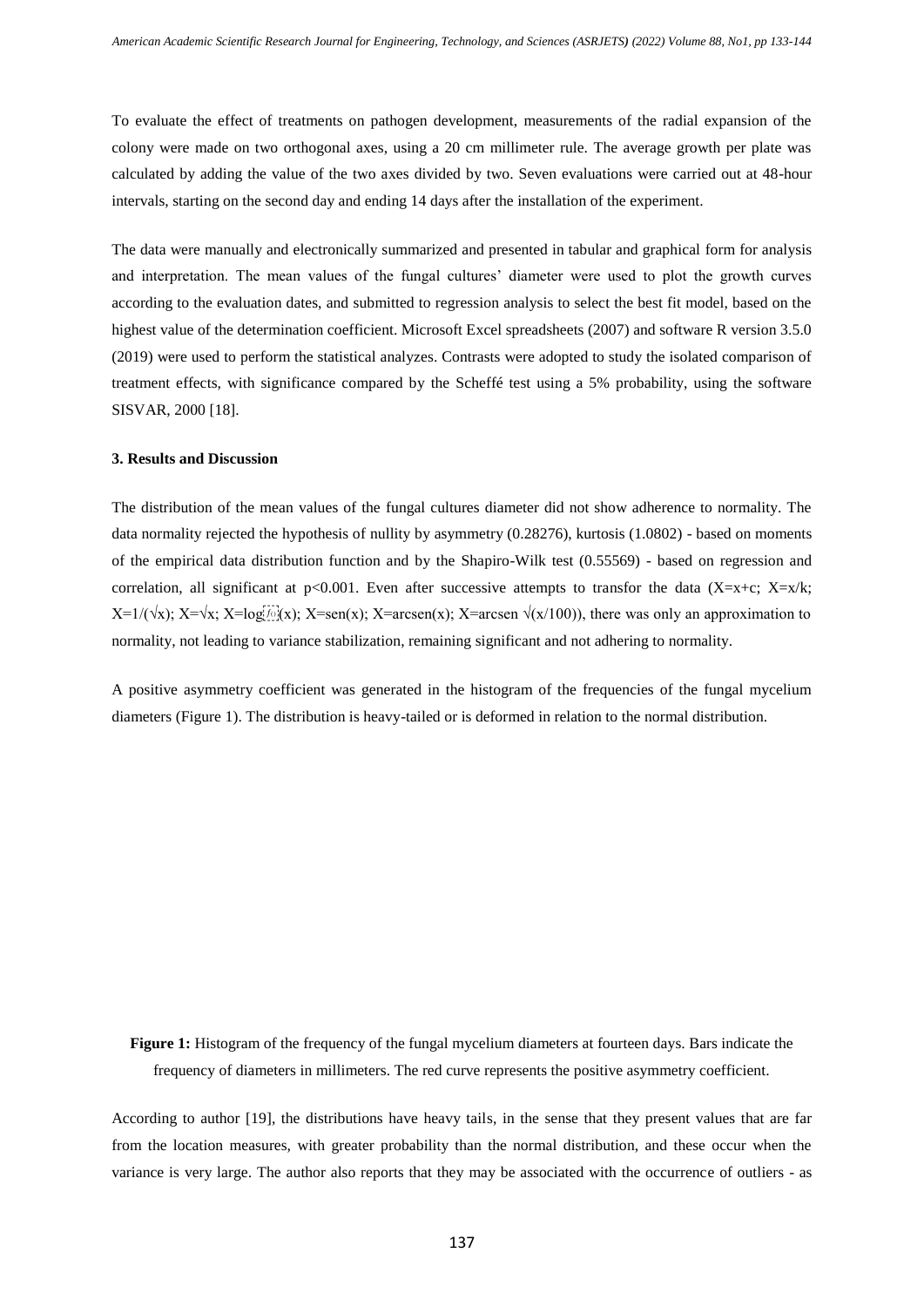To evaluate the effect of treatments on pathogen development, measurements of the radial expansion of the colony were made on two orthogonal axes, using a 20 cm millimeter rule. The average growth per plate was calculated by adding the value of the two axes divided by two. Seven evaluations were carried out at 48-hour intervals, starting on the second day and ending 14 days after the installation of the experiment.

The data were manually and electronically summarized and presented in tabular and graphical form for analysis and interpretation. The mean values of the fungal cultures' diameter were used to plot the growth curves according to the evaluation dates, and submitted to regression analysis to select the best fit model, based on the highest value of the determination coefficient. Microsoft Excel spreadsheets (2007) and software R version 3.5.0 (2019) were used to perform the statistical analyzes. Contrasts were adopted to study the isolated comparison of treatment effects, with significance compared by the Scheffé test using a 5% probability, using the software SISVAR, 2000 [18].

### 3. Results and Discussion

The distribution of the mean values of the fungal cultures diameter did not show adherence to normality. The data normality rejected the hypothesis of nullity by asymmetry (0.28276), kurtosis (1.0802) - based on moments of the empirical data distribution function and by the Shapiro-Wilk test (0.55569) - based on regression and correlation, all significant at $p<0.001$. Even after successive attempts to transfor the data ($X=x+c$; $X=x/k$; $X=1/(\sqrt{x})$; $X=\sqrt{x}$; $X=\log_{10}(x)$; $X=sen(x)$; $X=arcsen(x)$; $X=arcsen\sqrt{(x/100)}$), there was only an approximation to normality, not leading to variance stabilization, remaining significant and not adhering to normality.

A positive asymmetry coefficient was generated in the histogram of the frequencies of the fungal mycelium diameters (Figure 1). The distribution is heavy-tailed or is deformed in relation to the normal distribution.

**Figure 1:** Histogram of the frequency of the fungal mycelium diameters at fourteen days. Bars indicate the frequency of diameters in millimeters. The red curve represents the positive asymmetry coefficient.

According to author [19], the distributions have heavy tails, in the sense that they present values that are far from the location measures, with greater probability than the normal distribution, and these occur when the variance is very large. The author also reports that they may be associated with the occurrence of outliers - as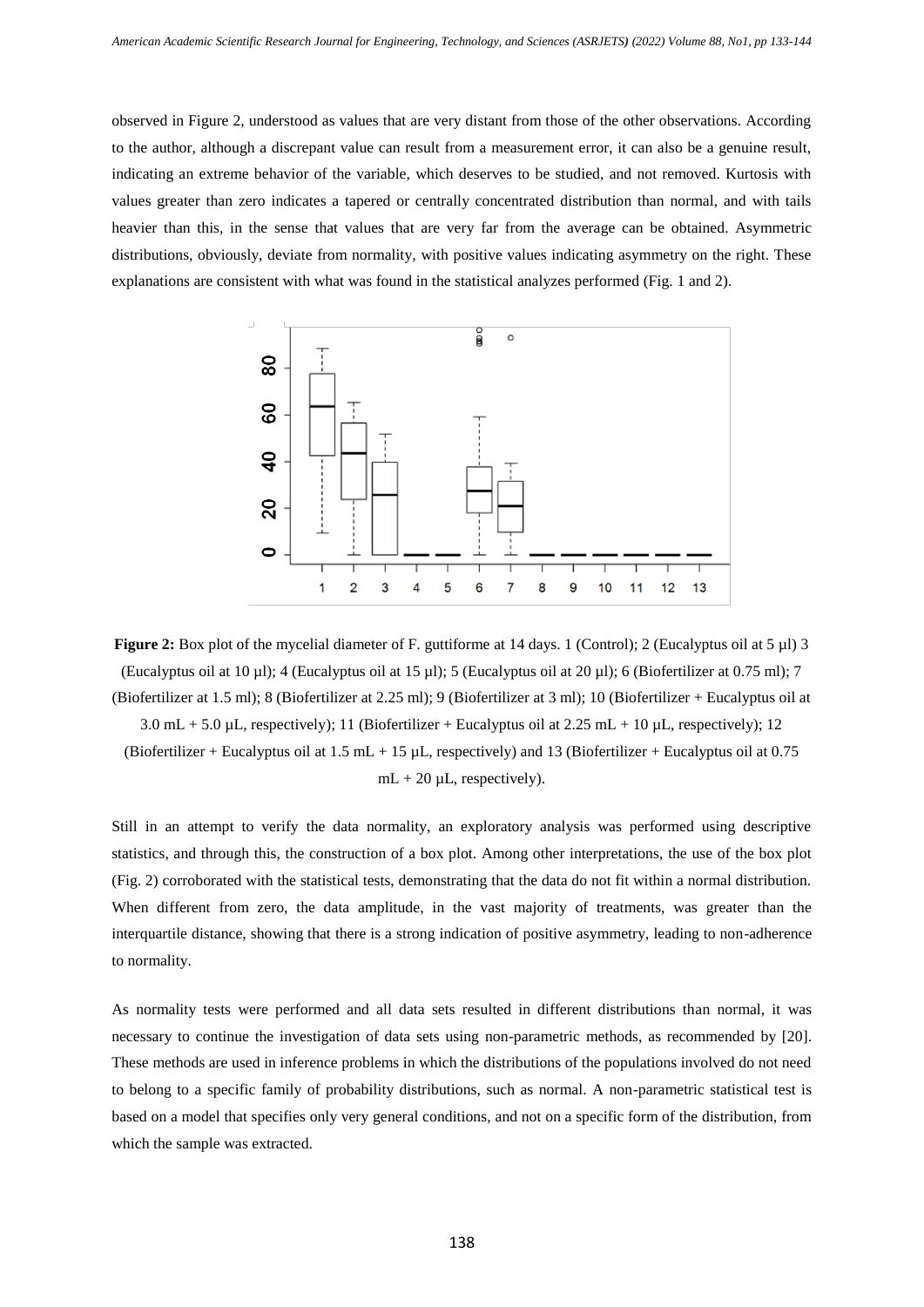observed in Figure 2, understood as values that are very distant from those of the other observations. According to the author, although a discrepant value can result from a measurement error, it can also be a genuine result, indicating an extreme behavior of the variable, which deserves to be studied, and not removed. Kurtosis with values greater than zero indicates a tapered or centrally concentrated distribution than normal, and with tails heavier than this, in the sense that values that are very far from the average can be obtained. Asymmetric distributions, obviously, deviate from normality, with positive values indicating asymmetry on the right. These explanations are consistent with what was found in the statistical analyzes performed (Fig. 1 and 2).

**Figure 2:** Box plot of the mycelial diameter of F. guttiforme at 14 days. 1 (Control); 2 (Eucalyptus oil at 5 µl) 3 (Eucalyptus oil at 10 µl); 4 (Eucalyptus oil at 15 µl); 5 (Eucalyptus oil at 20 µl); 6 (Biofertilizer at 0.75 ml); 7 (Biofertilizer at 1.5 ml); 8 (Biofertilizer at 2.25 ml); 9 (Biofertilizer at 3 ml); 10 (Biofertilizer + Eucalyptus oil at 3.0 mL + 5.0 µL, respectively); 11 (Biofertilizer + Eucalyptus oil at 2.25 mL + 10 µL, respectively); 12 (Biofertilizer + Eucalyptus oil at 1.5 mL + 15 µL, respectively) and 13 (Biofertilizer + Eucalyptus oil at 0.75 mL + 20 µL, respectively).

Still in an attempt to verify the data normality, an exploratory analysis was performed using descriptive statistics, and through this, the construction of a box plot. Among other interpretations, the use of the box plot (Fig. 2) corroborated with the statistical tests, demonstrating that the data do not fit within a normal distribution. When different from zero, the data amplitude, in the vast majority of treatments, was greater than the interquartile distance, showing that there is a strong indication of positive asymmetry, leading to non-adherence to normality.

As normality tests were performed and all data sets resulted in different distributions than normal, it was necessary to continue the investigation of data sets using non-parametric methods, as recommended by [20]. These methods are used in inference problems in which the distributions of the populations involved do not need to belong to a specific family of probability distributions, such as normal. A non-parametric statistical test is based on a model that specifies only very general conditions, and not on a specific form of the distribution, from which the sample was extracted.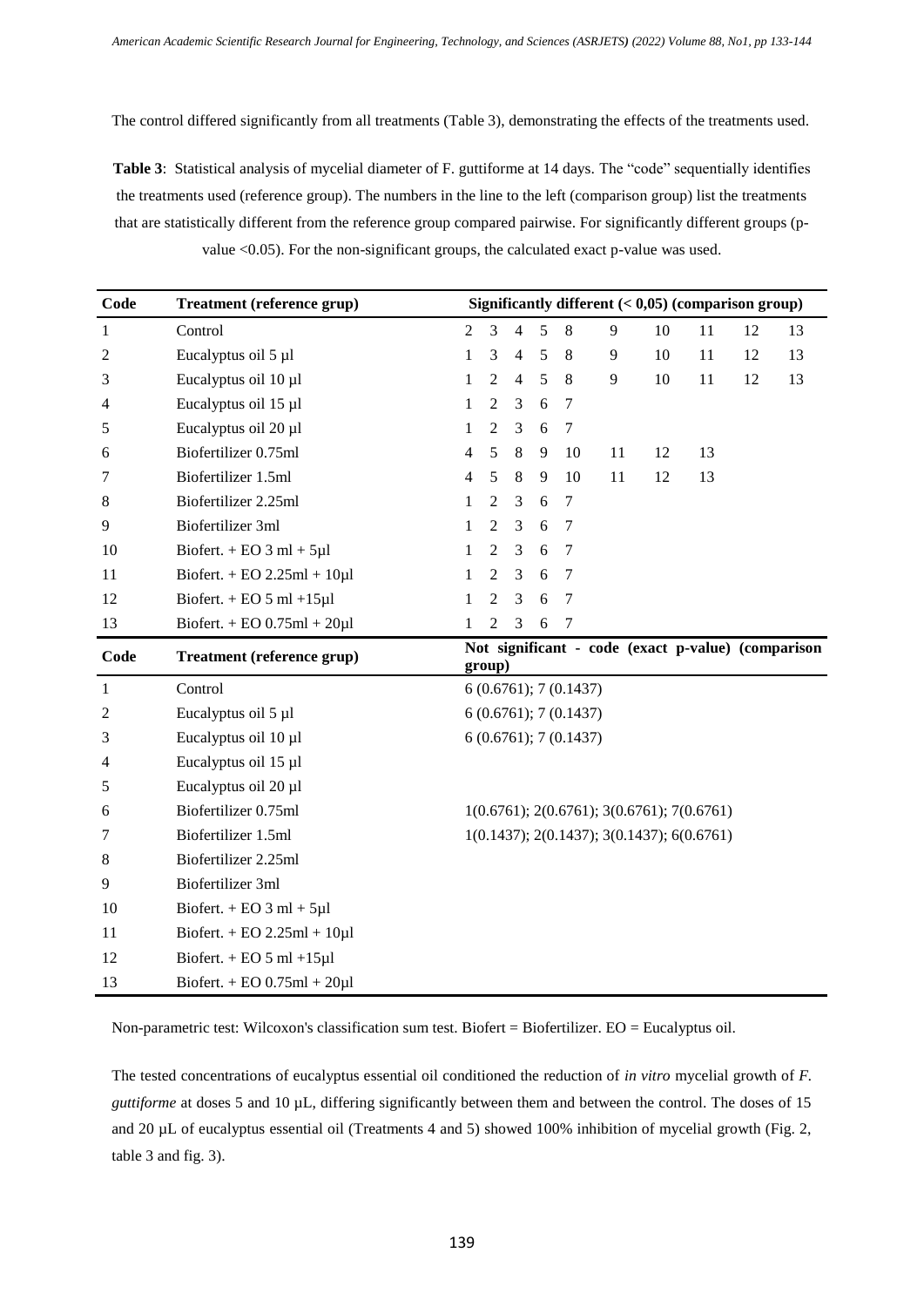The control differed significantly from all treatments (Table 3), demonstrating the effects of the treatments used.

**Table 3**: Statistical analysis of mycelial diameter of F. guttiforme at 14 days. The "code" sequentially identifies the treatments used (reference group). The numbers in the line to the left (comparison group) list the treatments that are statistically different from the reference group compared pairwise. For significantly different groups (p-value <0.05). For the non-significant groups, the calculated exact p-value was used.

| Code | Treatment (reference grup) | Significantly different (< 0,05) (comparison group) | | | | | | | | | |
|---|---|---|---|---|---|---|---|---|---|---|---|
| 1 | Control | 2 | 3 | 4 | 5 | 8 | 9 | 10 | 11 | 12 | 13 |
| 2 | Eucalyptus oil 5 µl | 1 | 3 | 4 | 5 | 8 | 9 | 10 | 11 | 12 | 13 |
| 3 | Eucalyptus oil 10 µl | 1 | 2 | 4 | 5 | 8 | 9 | 10 | 11 | 12 | 13 |
| 4 | Eucalyptus oil 15 µl | 1 | 2 | 3 | 6 | 7 | | | | | |
| 5 | Eucalyptus oil 20 µl | 1 | 2 | 3 | 6 | 7 | | | | | |
| 6 | Biofertilizer 0.75ml | 4 | 5 | 8 | 9 | 10 | 11 | 12 | 13 | | |
| 7 | Biofertilizer 1.5ml | 4 | 5 | 8 | 9 | 10 | 11 | 12 | 13 | | |
| 8 | Biofertilizer 2.25ml | 1 | 2 | 3 | 6 | 7 | | | | | |
| 9 | Biofertilizer 3ml | 1 | 2 | 3 | 6 | 7 | | | | | |
| 10 | Biofert. + EO 3 ml + 5µl | 1 | 2 | 3 | 6 | 7 | | | | | |
| 11 | Biofert. + EO 2.25ml + 10µl | 1 | 2 | 3 | 6 | 7 | | | | | |
| 12 | Biofert. + EO 5 ml +15µl | 1 | 2 | 3 | 6 | 7 | | | | | |
| 13 | Biofert. + EO 0.75ml + 20µl | 1 | 2 | 3 | 6 | 7 | | | | | |
| **Code** | **Treatment (reference grup)** | **Not significant - code (exact p-value) (comparison group)** | | | | | | | | | |
| 1 | Control | 6 (0.6761); 7 (0.1437) | | | | | | | | | |
| 2 | Eucalyptus oil 5 µl | 6 (0.6761); 7 (0.1437) | | | | | | | | | |
| 3 | Eucalyptus oil 10 µl | 6 (0.6761); 7 (0.1437) | | | | | | | | | |
| 4 | Eucalyptus oil 15 µl | | | | | | | | | | |
| 5 | Eucalyptus oil 20 µl | | | | | | | | | | |
| 6 | Biofertilizer 0.75ml | 1(0.6761); 2(0.6761); 3(0.6761); 7(0.6761) | | | | | | | | | |
| 7 | Biofertilizer 1.5ml | 1(0.1437); 2(0.1437); 3(0.1437); 6(0.6761) | | | | | | | | | |
| 8 | Biofertilizer 2.25ml | | | | | | | | | | |
| 9 | Biofertilizer 3ml | | | | | | | | | | |
| 10 | Biofert. + EO 3 ml + 5µl | | | | | | | | | | |
| 11 | Biofert. + EO 2.25ml + 10µl | | | | | | | | | | |
| 12 | Biofert. + EO 5 ml +15µl | | | | | | | | | | |
| 13 | Biofert. + EO 0.75ml + 20µl | | | | | | | | | | |

Non-parametric test: Wilcoxon's classification sum test. Biofert = Biofertilizer. EO = Eucalyptus oil.

The tested concentrations of eucalyptus essential oil conditioned the reduction of *in vitro* mycelial growth of *F. guttiforme* at doses 5 and 10 µL, differing significantly between them and between the control. The doses of 15 and 20 µL of eucalyptus essential oil (Treatments 4 and 5) showed 100% inhibition of mycelial growth (Fig. 2, table 3 and fig. 3).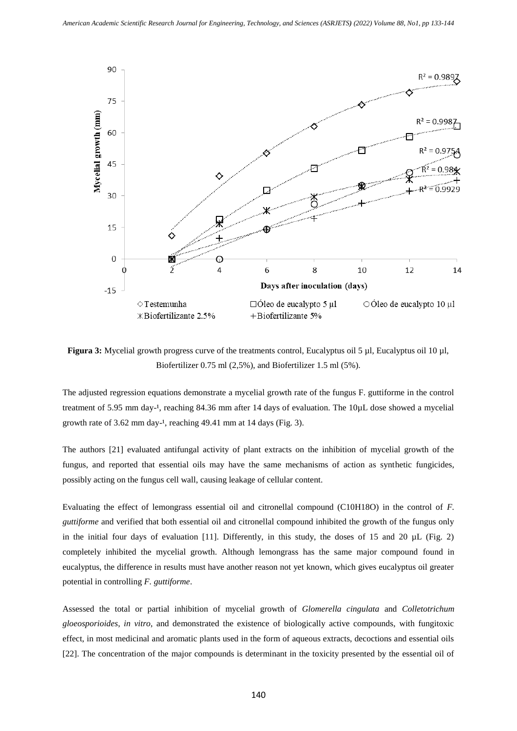**Figura 3:** Mycelial growth progress curve of the treatments control, Eucalyptus oil 5 µl, Eucalyptus oil 10 µl, Biofertilizer 0.75 ml (2,5%), and Biofertilizer 1.5 ml (5%).

The adjusted regression equations demonstrate a mycelial growth rate of the fungus F. guttiforme in the control treatment of 5.95 mm day-¹, reaching 84.36 mm after 14 days of evaluation. The 10µL dose showed a mycelial growth rate of 3.62 mm day-¹, reaching 49.41 mm at 14 days (Fig. 3).

The authors [21] evaluated antifungal activity of plant extracts on the inhibition of mycelial growth of the fungus, and reported that essential oils may have the same mechanisms of action as synthetic fungicides, possibly acting on the fungus cell wall, causing leakage of cellular content.

Evaluating the effect of lemongrass essential oil and citronellal compound ($C_{10}H_{18}O$) in the control of *F. guttiforme* and verified that both essential oil and citronellal compound inhibited the growth of the fungus only in the initial four days of evaluation [11]. Differently, in this study, the doses of 15 and 20 µL (Fig. 2) completely inhibited the mycelial growth. Although lemongrass has the same major compound found in eucalyptus, the difference in results must have another reason not yet known, which gives eucalyptus oil greater potential in controlling *F. guttiforme*.

Assessed the total or partial inhibition of mycelial growth of *Glomerella cingulata* and *Colletotrichum gloeosporioides*, *in vitro*, and demonstrated the existence of biologically active compounds, with fungitoxic effect, in most medicinal and aromatic plants used in the form of aqueous extracts, decoctions and essential oils [22]. The concentration of the major compounds is determinant in the toxicity presented by the essential oil of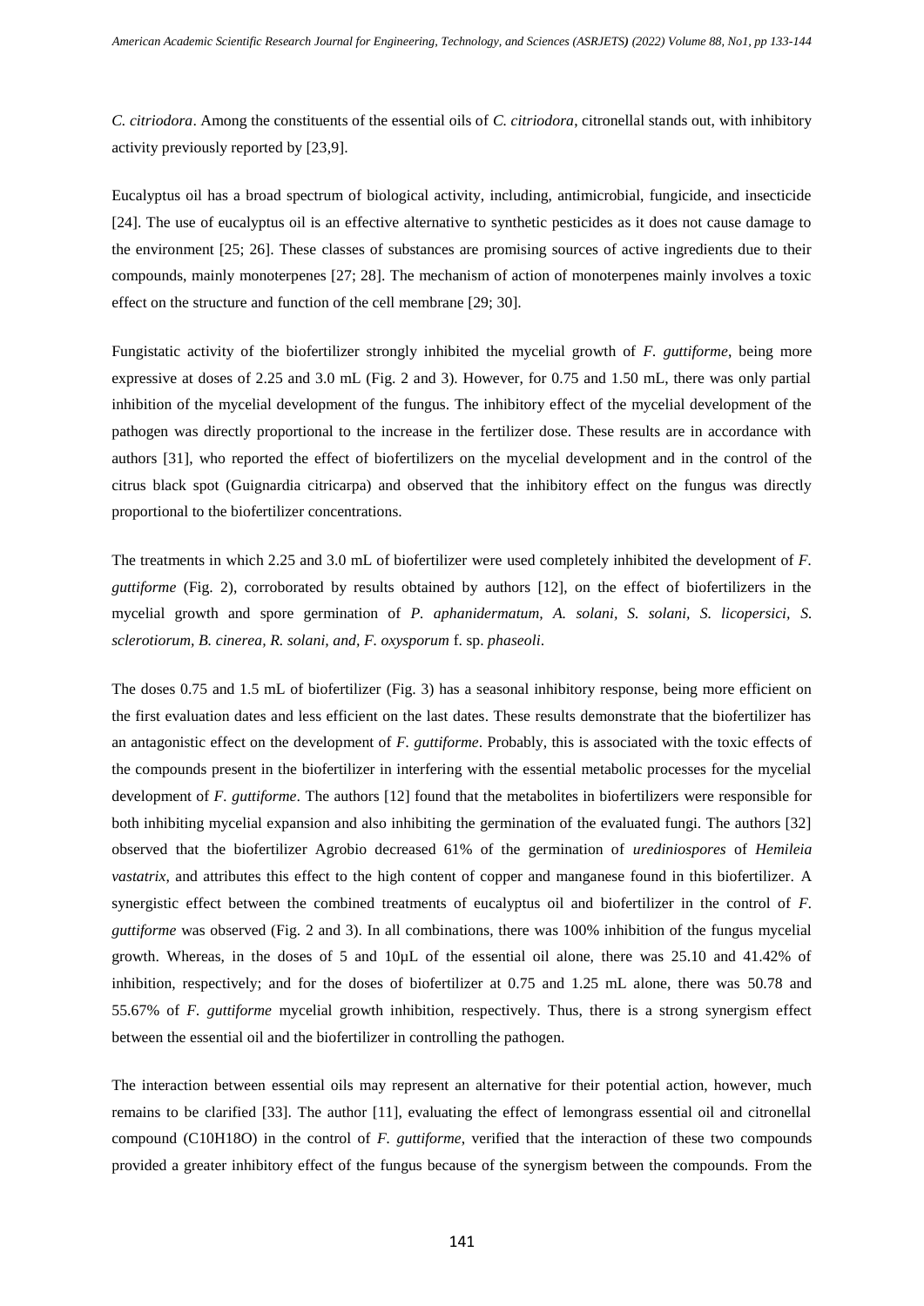*C. citriodora*. Among the constituents of the essential oils of *C. citriodora*, citronellal stands out, with inhibitory activity previously reported by [23,9].

Eucalyptus oil has a broad spectrum of biological activity, including, antimicrobial, fungicide, and insecticide [24]. The use of eucalyptus oil is an effective alternative to synthetic pesticides as it does not cause damage to the environment [25; 26]. These classes of substances are promising sources of active ingredients due to their compounds, mainly monoterpenes [27; 28]. The mechanism of action of monoterpenes mainly involves a toxic effect on the structure and function of the cell membrane [29; 30].

Fungistatic activity of the biofertilizer strongly inhibited the mycelial growth of *F. guttiforme*, being more expressive at doses of 2.25 and 3.0 mL (Fig. 2 and 3). However, for 0.75 and 1.50 mL, there was only partial inhibition of the mycelial development of the fungus. The inhibitory effect of the mycelial development of the pathogen was directly proportional to the increase in the fertilizer dose. These results are in accordance with authors [31], who reported the effect of biofertilizers on the mycelial development and in the control of the citrus black spot (Guignardia citricarpa) and observed that the inhibitory effect on the fungus was directly proportional to the biofertilizer concentrations.

The treatments in which 2.25 and 3.0 mL of biofertilizer were used completely inhibited the development of *F. guttiforme* (Fig. 2), corroborated by results obtained by authors [12], on the effect of biofertilizers in the mycelial growth and spore germination of *P. aphanidermatum*, *A. solani*, *S. solani*, *S. licopersici*, *S. sclerotiorum*, *B. cinerea*, *R. solani*, *and*, *F. oxysporum* f. sp. *phaseoli*.

The doses 0.75 and 1.5 mL of biofertilizer (Fig. 3) has a seasonal inhibitory response, being more efficient on the first evaluation dates and less efficient on the last dates. These results demonstrate that the biofertilizer has an antagonistic effect on the development of *F. guttiforme*. Probably, this is associated with the toxic effects of the compounds present in the biofertilizer in interfering with the essential metabolic processes for the mycelial development of *F. guttiforme*. The authors [12] found that the metabolites in biofertilizers were responsible for both inhibiting mycelial expansion and also inhibiting the germination of the evaluated fungi. The authors [32] observed that the biofertilizer Agrobio decreased 61% of the germination of *orediniospores* of *Hemileia vastatrix*, and attributes this effect to the high content of copper and manganese found in this biofertilizer. A synergistic effect between the combined treatments of eucalyptus oil and biofertilizer in the control of *F. guttiforme* was observed (Fig. 2 and 3). In all combinations, there was 100% inhibition of the fungus mycelial growth. Whereas, in the doses of 5 and 10µL of the essential oil alone, there was 25.10 and 41.42% of inhibition, respectively; and for the doses of biofertilizer at 0.75 and 1.25 mL alone, there was 50.78 and 55.67% of *F. guttiforme* mycelial growth inhibition, respectively. Thus, there is a strong synergism effect between the essential oil and the biofertilizer in controlling the pathogen.

The interaction between essential oils may represent an alternative for their potential action, however, much remains to be clarified [33]. The author [11], evaluating the effect of lemongrass essential oil and citronellal compound ($C_{10}H_{18}O$) in the control of *F. guttiforme*, verified that the interaction of these two compounds provided a greater inhibitory effect of the fungus because of the synergism between the compounds. From the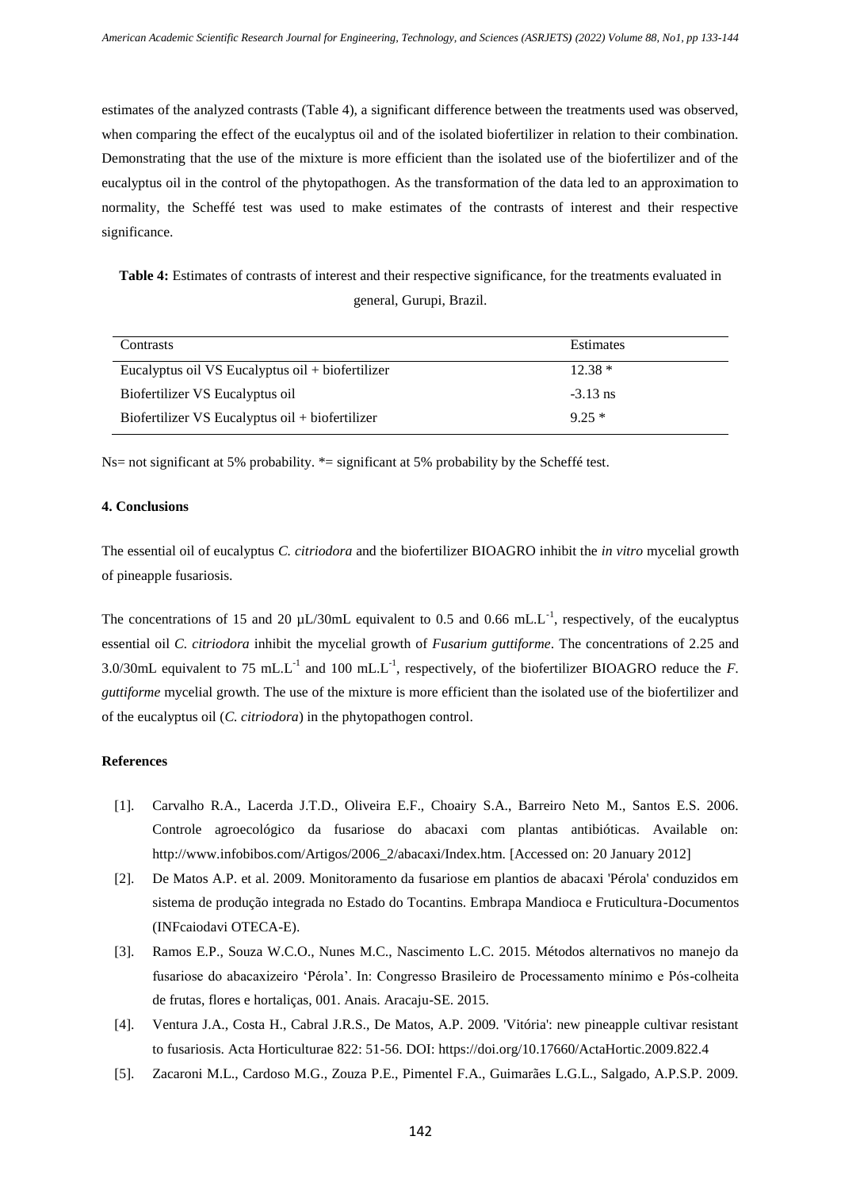estimates of the analyzed contrasts (Table 4), a significant difference between the treatments used was observed, when comparing the effect of the eucalyptus oil and of the isolated biofertilizer in relation to their combination. Demonstrating that the use of the mixture is more efficient than the isolated use of the biofertilizer and of the eucalyptus oil in the control of the phytopathogen. As the transformation of the data led to an approximation to normality, the Scheffé test was used to make estimates of the contrasts of interest and their respective significance.

**Table 4:** Estimates of contrasts of interest and their respective significance, for the treatments evaluated in general, Gurupi, Brazil.

| Contrasts | Estimates |
|---|---|
| Eucalyptus oil VS Eucalyptus oil + biofertilizer | 12.38 * |
| Biofertilizer VS Eucalyptus oil | -3.13 ns |
| Biofertilizer VS Eucalyptus oil + biofertilizer | 9.25 * |

Ns= not significant at 5% probability. *= significant at 5% probability by the Scheffé test.

## 4. Conclusions

The essential oil of eucalyptus *C. citriodora* and the biofertilizer BIOAGRO inhibit the *in vitro* mycelial growth of pineapple fusariosis.

The concentrations of 15 and 20 µL/30mL equivalent to 0.5 and 0.66 $mL.L^{-1}$, respectively, of the eucalyptus essential oil *C. citriodora* inhibit the mycelial growth of *Fusarium guttiforme*. The concentrations of 2.25 and 3.0/30mL equivalent to 75 $mL.L^{-1}$ and 100 $mL.L^{-1}$, respectively, of the biofertilizer BIOAGRO reduce the *F. guttiforme* mycelial growth. The use of the mixture is more efficient than the isolated use of the biofertilizer and of the eucalyptus oil (*C. citriodora*) in the phytopathogen control.

## References

[1]. Carvalho R.A., Lacerda J.T.D., Oliveira E.F., Choairy S.A., Barreiro Neto M., Santos E.S. 2006. Controle agroecológico da fusariose do abacaxi com plantas antibióticas. Available on: http://www.infobibos.com/Artigos/2006_2/abacaxi/Index.htm. [Accessed on: 20 January 2012]

[2]. De Matos A.P. et al. 2009. Monitoramento da fusariose em plantios de abacaxi 'Pérola' conduzidos em sistema de produção integrada no Estado do Tocantins. Embrapa Mandioca e Fruticultura-Documentos (INFcaiodavi OTECA-E).

[3]. Ramos E.P., Souza W.C.O., Nunes M.C., Nascimento L.C. 2015. Métodos alternativos no manejo da fusariose do abacaxizeiro 'Pérola'. In: Congresso Brasileiro de Processamento mínimo e Pós-colheita de frutas, flores e hortaliças, 001. Anais. Aracaju-SE. 2015.

[4]. Ventura J.A., Costa H., Cabral J.R.S., De Matos, A.P. 2009. 'Vitória': new pineapple cultivar resistant to fusariosis. Acta Horticulturae 822: 51-56. DOI: https://doi.org/10.17660/ActaHortic.2009.822.4

[5]. Zacaroni M.L., Cardoso M.G., Zouza P.E., Pimentel F.A., Guimarães L.G.L., Salgado, A.P.S.P. 2009.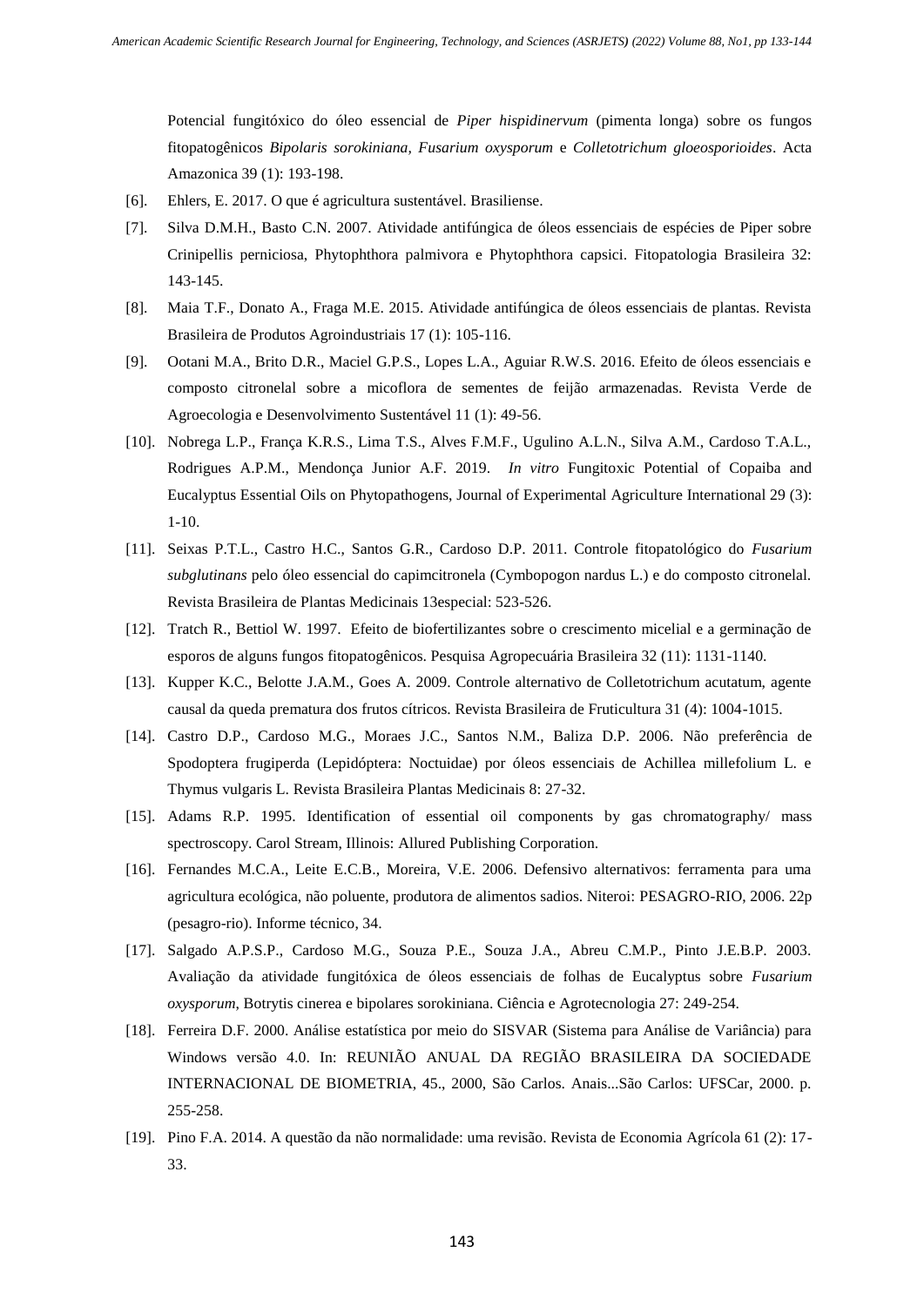Potencial fungitóxico do óleo essencial de *Piper hispidinervum* (pimenta longa) sobre os fungos fitopatogênicos *Bipolaris sorokiniana, Fusarium oxysporum* e *Colletotrichum gloeosporioides*. Acta Amazonica 39 (1): 193-198.

[6]. Ehlers, E. 2017. O que é agricultura sustentável. Brasiliense.

[7]. Silva D.M.H., Basto C.N. 2007. Atividade antifúngica de óleos essenciais de espécies de Piper sobre Crinipellis perniciosa, Phytophthora palmivora e Phytophthora capsici. Fitopatologia Brasileira 32: 143-145.

[8]. Maia T.F., Donato A., Fraga M.E. 2015. Atividade antifúngica de óleos essenciais de plantas. Revista Brasileira de Produtos Agroindustriais 17 (1): 105-116.

[9]. Ootani M.A., Brito D.R., Maciel G.P.S., Lopes L.A., Aguiar R.W.S. 2016. Efeito de óleos essenciais e composto citronelal sobre a micoflora de sementes de feijão armazenadas. Revista Verde de Agroecologia e Desenvolvimento Sustentável 11 (1): 49-56.

[10]. Nobrega L.P., França K.R.S., Lima T.S., Alves F.M.F., Ugulino A.L.N., Silva A.M., Cardoso T.A.L., Rodrigues A.P.M., Mendonça Junior A.F. 2019. *In vitro* Fungitoxic Potential of Copaiba and Eucalyptus Essential Oils on Phytopathogens, Journal of Experimental Agriculture International 29 (3): 1-10.

[11]. Seixas P.T.L., Castro H.C., Santos G.R., Cardoso D.P. 2011. Controle fitopatológico do *Fusarium subglutinans* pelo óleo essencial do capimcitronela (Cymbopogon nardus L.) e do composto citronelal. Revista Brasileira de Plantas Medicinais 13especial: 523-526.

[12]. Tratch R., Bettiol W. 1997. Efeito de biofertilizantes sobre o crescimento micelial e a germinação de esporos de alguns fungos fitopatogênicos. Pesquisa Agropecuária Brasileira 32 (11): 1131-1140.

[13]. Kupper K.C., Belotte J.A.M., Goes A. 2009. Controle alternativo de Colletotrichum acutatum, agente causal da queda prematura dos frutos cítricos. Revista Brasileira de Fruticultura 31 (4): 1004-1015.

[14]. Castro D.P., Cardoso M.G., Moraes J.C., Santos N.M., Baliza D.P. 2006. Não preferência de Spodoptera frugiperda (Lepidóptera: Noctuidae) por óleos essenciais de Achillea millefolium L. e Thymus vulgaris L. Revista Brasileira Plantas Medicinais 8: 27-32.

[15]. Adams R.P. 1995. Identification of essential oil components by gas chromatography/ mass spectroscopy. Carol Stream, Illinois: Allured Publishing Corporation.

[16]. Fernandes M.C.A., Leite E.C.B., Moreira, V.E. 2006. Defensivo alternativos: ferramenta para uma agricultura ecológica, não poluente, produtora de alimentos sadios. Niteroi: PESAGRO-RIO, 2006. 22p (pesagro-rio). Informe técnico, 34.

[17]. Salgado A.P.S.P., Cardoso M.G., Souza P.E., Souza J.A., Abreu C.M.P., Pinto J.E.B.P. 2003. Avaliação da atividade fungitóxica de óleos essenciais de folhas de Eucalyptus sobre *Fusarium oxysporum,* Botrytis cinerea e bipolares sorokiniana. Ciência e Agrotecnologia 27: 249-254.

[18]. Ferreira D.F. 2000. Análise estatística por meio do SISVAR (Sistema para Análise de Variância) para Windows versão 4.0. In: REUNIÃO ANUAL DA REGIÃO BRASILEIRA DA SOCIEDADE INTERNACIONAL DE BIOMETRIA, 45., 2000, São Carlos. Anais...São Carlos: UFSCar, 2000. p. 255-258.

[19]. Pino F.A. 2014. A questão da não normalidade: uma revisão. Revista de Economia Agrícola 61 (2): 17-33.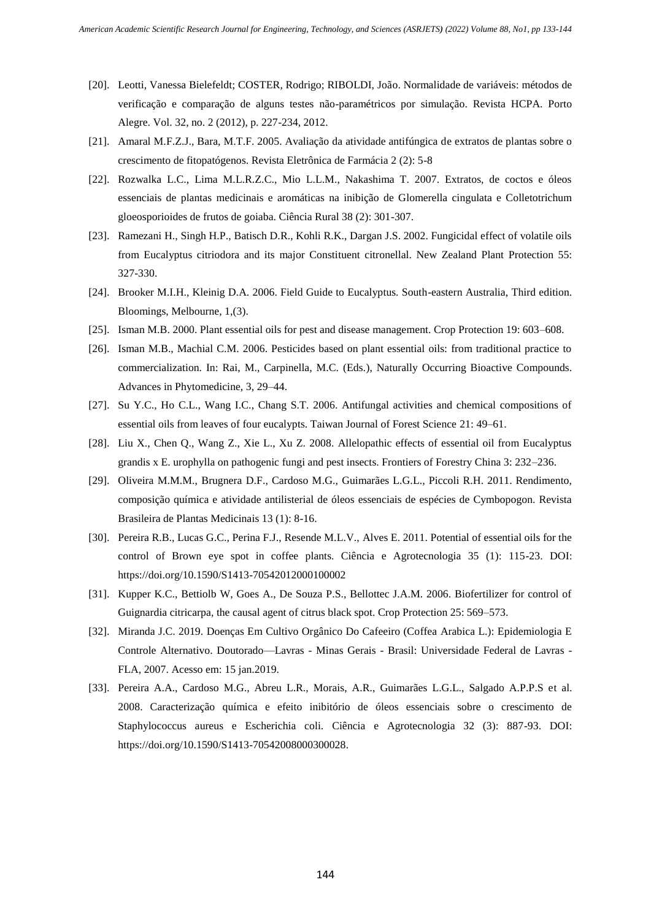[20]. Leotti, Vanessa Bielefeldt; COSTER, Rodrigo; RIBOLDI, João. Normalidade de variáveis: métodos de verificação e comparação de alguns testes não-paramétricos por simulação. Revista HCPA. Porto Alegre. Vol. 32, no. 2 (2012), p. 227-234, 2012.

[21]. Amaral M.F.Z.J., Bara, M.T.F. 2005. Avaliação da atividade antifúngica de extratos de plantas sobre o crescimento de fitopatógenos. Revista Eletrônica de Farmácia 2 (2): 5-8

[22]. Rozwalka L.C., Lima M.L.R.Z.C., Mio L.L.M., Nakashima T. 2007. Extratos, de coctos e óleos essenciais de plantas medicinais e aromáticas na inibição de Glomerella cingulata e Colletotrichum gloeosporioides de frutos de goiaba. Ciência Rural 38 (2): 301-307.

[23]. Ramezani H., Singh H.P., Batisch D.R., Kohli R.K., Dargan J.S. 2002. Fungicidal effect of volatile oils from Eucalyptus citriodora and its major Constituent citronellal. New Zealand Plant Protection 55: 327-330.

[24]. Brooker M.I.H., Kleinig D.A. 2006. Field Guide to Eucalyptus. South-eastern Australia, Third edition. Bloomings, Melbourne, 1,(3).

[25]. Isman M.B. 2000. Plant essential oils for pest and disease management. Crop Protection 19: 603–608.

[26]. Isman M.B., Machial C.M. 2006. Pesticides based on plant essential oils: from traditional practice to commercialization. In: Rai, M., Carpinella, M.C. (Eds.), Naturally Occurring Bioactive Compounds. Advances in Phytomedicine, 3, 29–44.

[27]. Su Y.C., Ho C.L., Wang I.C., Chang S.T. 2006. Antifungal activities and chemical compositions of essential oils from leaves of four eucalypts. Taiwan Journal of Forest Science 21: 49–61.

[28]. Liu X., Chen Q., Wang Z., Xie L., Xu Z. 2008. Allelopathic effects of essential oil from Eucalyptus grandis x E. urophylla on pathogenic fungi and pest insects. Frontiers of Forestry China 3: 232–236.

[29]. Oliveira M.M.M., Brugnera D.F., Cardoso M.G., Guimarães L.G.L., Piccoli R.H. 2011. Rendimento, composição química e atividade antilisterial de óleos essenciais de espécies de Cymbopogon. Revista Brasileira de Plantas Medicinais 13 (1): 8-16.

[30]. Pereira R.B., Lucas G.C., Perina F.J., Resende M.L.V., Alves E. 2011. Potential of essential oils for the control of Brown eye spot in coffee plants. Ciência e Agrotecnologia 35 (1): 115-23. DOI: https://doi.org/10.1590/S1413-70542012000100002

[31]. Kupper K.C., Bettiolb W, Goes A., De Souza P.S., Bellottec J.A.M. 2006. Biofertilizer for control of Guignardia citricarpa, the causal agent of citrus black spot. Crop Protection 25: 569–573.

[32]. Miranda J.C. 2019. Doenças Em Cultivo Orgânico Do Cafeeiro (Coffea Arabica L.): Epidemiologia E Controle Alternativo. Doutorado—Lavras - Minas Gerais - Brasil: Universidade Federal de Lavras - FLA, 2007. Acesso em: 15 jan.2019.

[33]. Pereira A.A., Cardoso M.G., Abreu L.R., Morais, A.R., Guimarães L.G.L., Salgado A.P.P.S et al. 2008. Caracterização química e efeito inibitório de óleos essenciais sobre o crescimento de Staphylococcus aureus e Escherichia coli. Ciência e Agrotecnologia 32 (3): 887-93. DOI: https://doi.org/10.1590/S1413-70542008000300028.